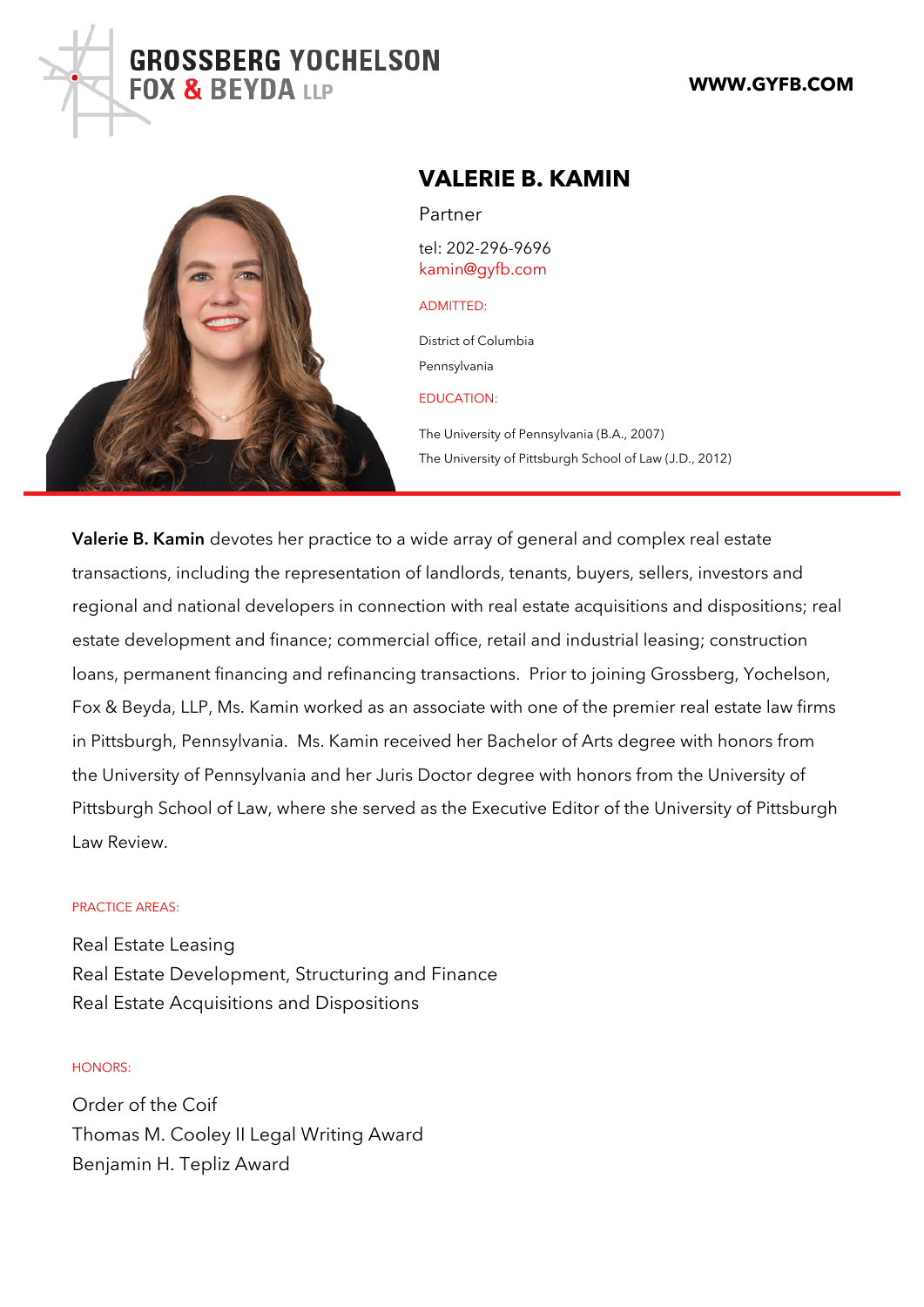GROSSBERG YOCHELSON FOX & BEYDA LLP

WWW.GYFB.COM

# VALERIE B. KAMIN

Partner

tel: 202-296-9696
kamin@gyfb.com

ADMITTED:

District of Columbia
Pennsylvania

EDUCATION:

The University of Pennsylvania (B.A., 2007)
The University of Pittsburgh School of Law (J.D., 2012)

**Valerie B. Kamin** devotes her practice to a wide array of general and complex real estate transactions, including the representation of landlords, tenants, buyers, sellers, investors and regional and national developers in connection with real estate acquisitions and dispositions; real estate development and finance; commercial office, retail and industrial leasing; construction loans, permanent financing and refinancing transactions. Prior to joining Grossberg, Yochelson, Fox & Beyda, LLP, Ms. Kamin worked as an associate with one of the premier real estate law firms in Pittsburgh, Pennsylvania. Ms. Kamin received her Bachelor of Arts degree with honors from the University of Pennsylvania and her Juris Doctor degree with honors from the University of Pittsburgh School of Law, where she served as the Executive Editor of the University of Pittsburgh Law Review.

PRACTICE AREAS:

Real Estate Leasing
Real Estate Development, Structuring and Finance
Real Estate Acquisitions and Dispositions

HONORS:

Order of the Coif
Thomas M. Cooley II Legal Writing Award
Benjamin H. Tepliz Award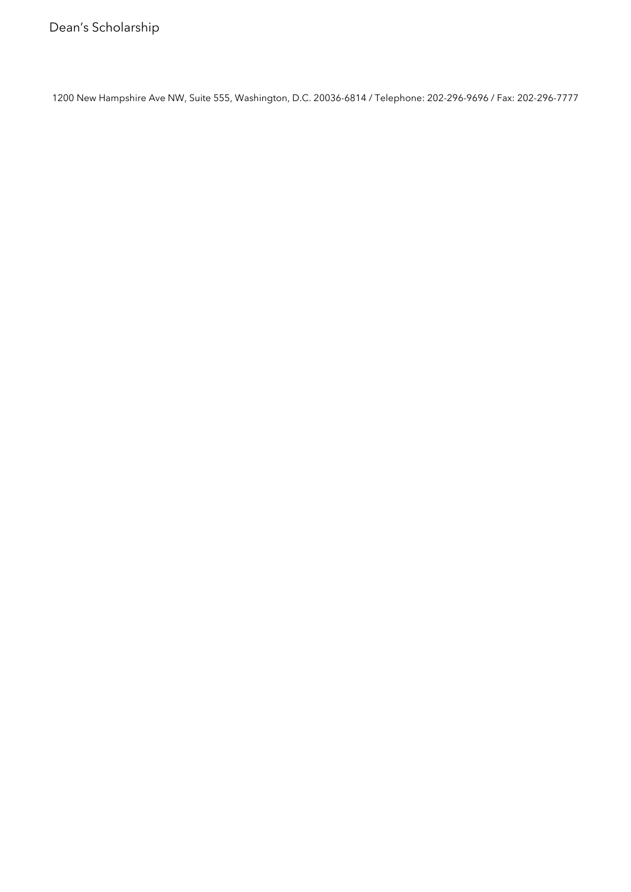1200 New Hampshire Ave NW, Suite 555, Washington, D.C. 20036-6814 / Telephone: 202-296-9696 / Fax: 202-296-7777